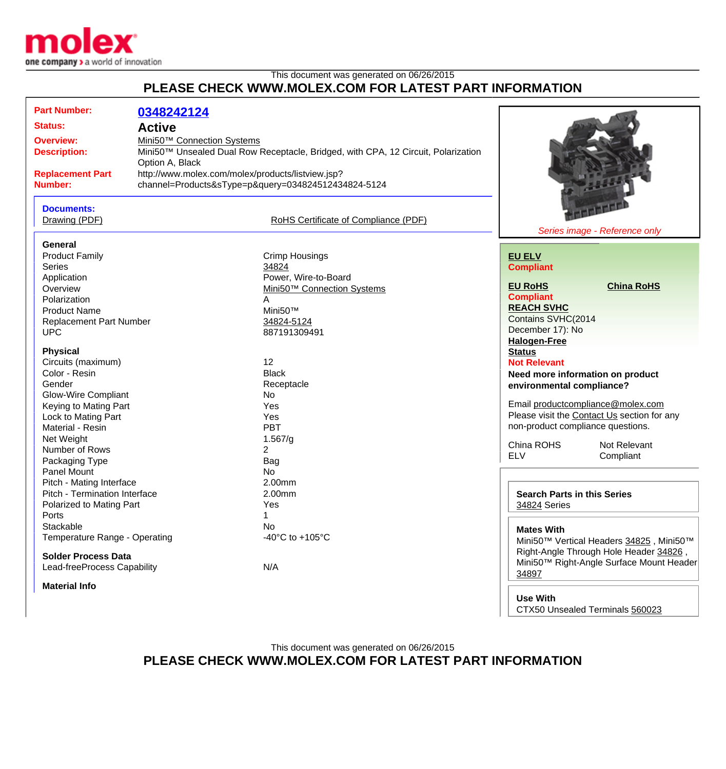This document was generated on 06/26/2015

## PLEASE CHECK WWW.MOLEX.COM FOR LATEST PART INFORMATION

| | |
|---|---|
| **Part Number:** | **0348242124** |
| **Status:** | **Active** |
| **Overview:** | Mini50™ Connection Systems |
| **Description:** | Mini50™ Unsealed Dual Row Receptacle, Bridged, with CPA, 12 Circuit, Polarization Option A, Black |
| **Replacement Part Number:** | http://www.molex.com/molex/products/listview.jsp?channel=Products&sType=p&query=034824512434824-5124 |

**Documents:**

Drawing (PDF)

RoHS Certificate of Compliance (PDF)

*Series image - Reference only*

### General

| | |
|---|---|
| Product Family | Crimp Housings |
| Series | 34824 |
| Application | Power, Wire-to-Board |
| Overview | Mini50™ Connection Systems |
| Polarization | A |
| Product Name | Mini50™ |
| Replacement Part Number | 34824-5124 |
| UPC | 887191309491 |

### Physical

| | |
|---|---|
| Circuits (maximum) | 12 |
| Color - Resin | Black |
| Gender | Receptacle |
| Glow-Wire Compliant | No |
| Keying to Mating Part | Yes |
| Lock to Mating Part | Yes |
| Material - Resin | PBT |
| Net Weight | 1.567/g |
| Number of Rows | 2 |
| Packaging Type | Bag |
| Panel Mount | No |
| Pitch - Mating Interface | 2.00mm |
| Pitch - Termination Interface | 2.00mm |
| Polarized to Mating Part | Yes |
| Ports | 1 |
| Stackable | No |
| Temperature Range - Operating | -40°C to +105°C |

### Solder Process Data

| | |
|---|---|
| Lead-freeProcess Capability | N/A |

### Material Info

**EU ELV**
**Compliant**

**EU RoHS** **China RoHS**
**Compliant**

**REACH SVHC**
Contains SVHC(2014 December 17): No

**Halogen-Free Status**
**Not Relevant**

**Need more information on product environmental compliance?**

Email productcompliance@molex.com
Please visit the Contact Us section for any non-product compliance questions.

| | |
|---|---|
| China ROHS | Not Relevant |
| ELV | Compliant |

**Search Parts in this Series**
34824 Series

**Mates With**
Mini50™ Vertical Headers 34825 , Mini50™ Right-Angle Through Hole Header 34826 , Mini50™ Right-Angle Surface Mount Header 34897

**Use With**
CTX50 Unsealed Terminals 560023

This document was generated on 06/26/2015

## PLEASE CHECK WWW.MOLEX.COM FOR LATEST PART INFORMATION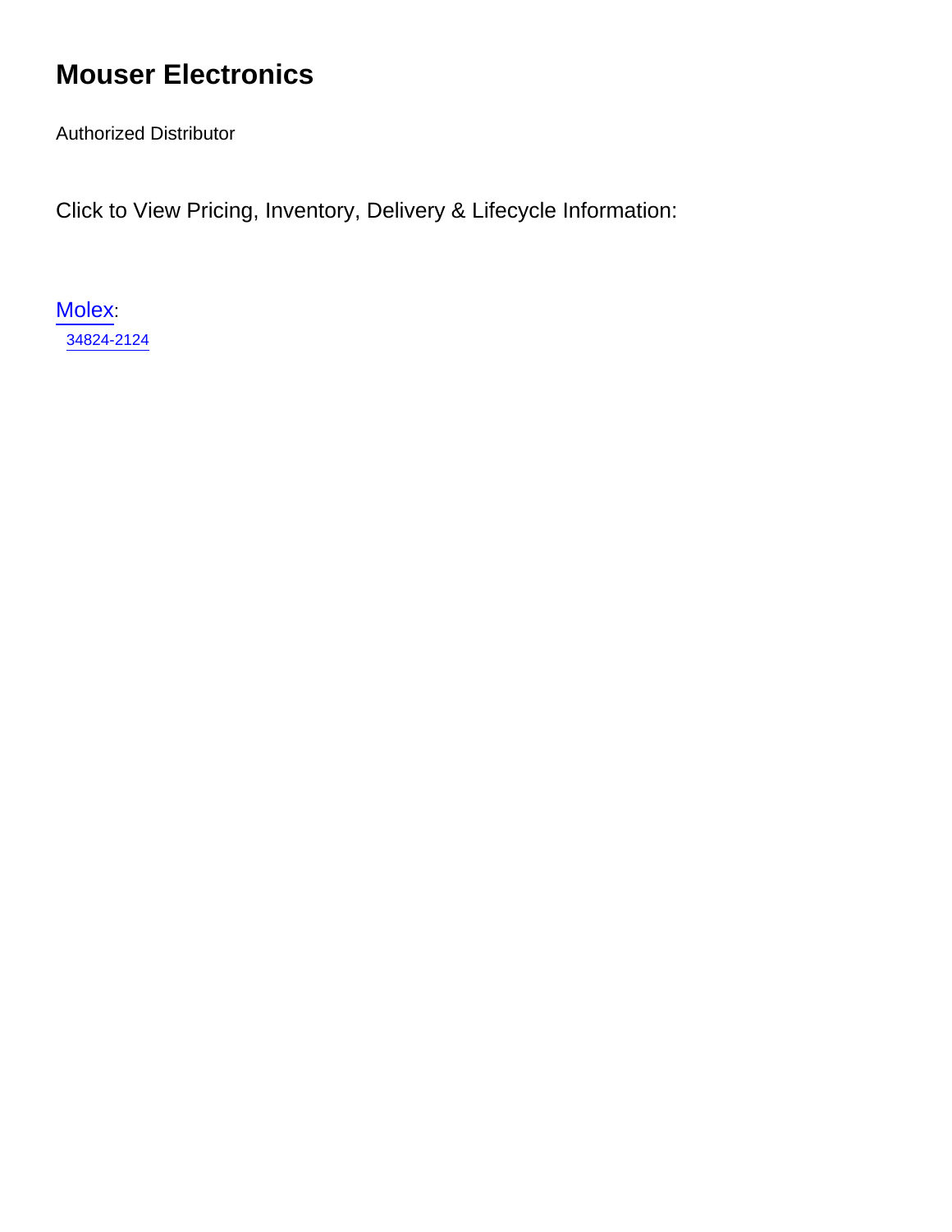# Mouser Electronics

Authorized Distributor

Click to View Pricing, Inventory, Delivery & Lifecycle Information:

Molex:

34824-2124